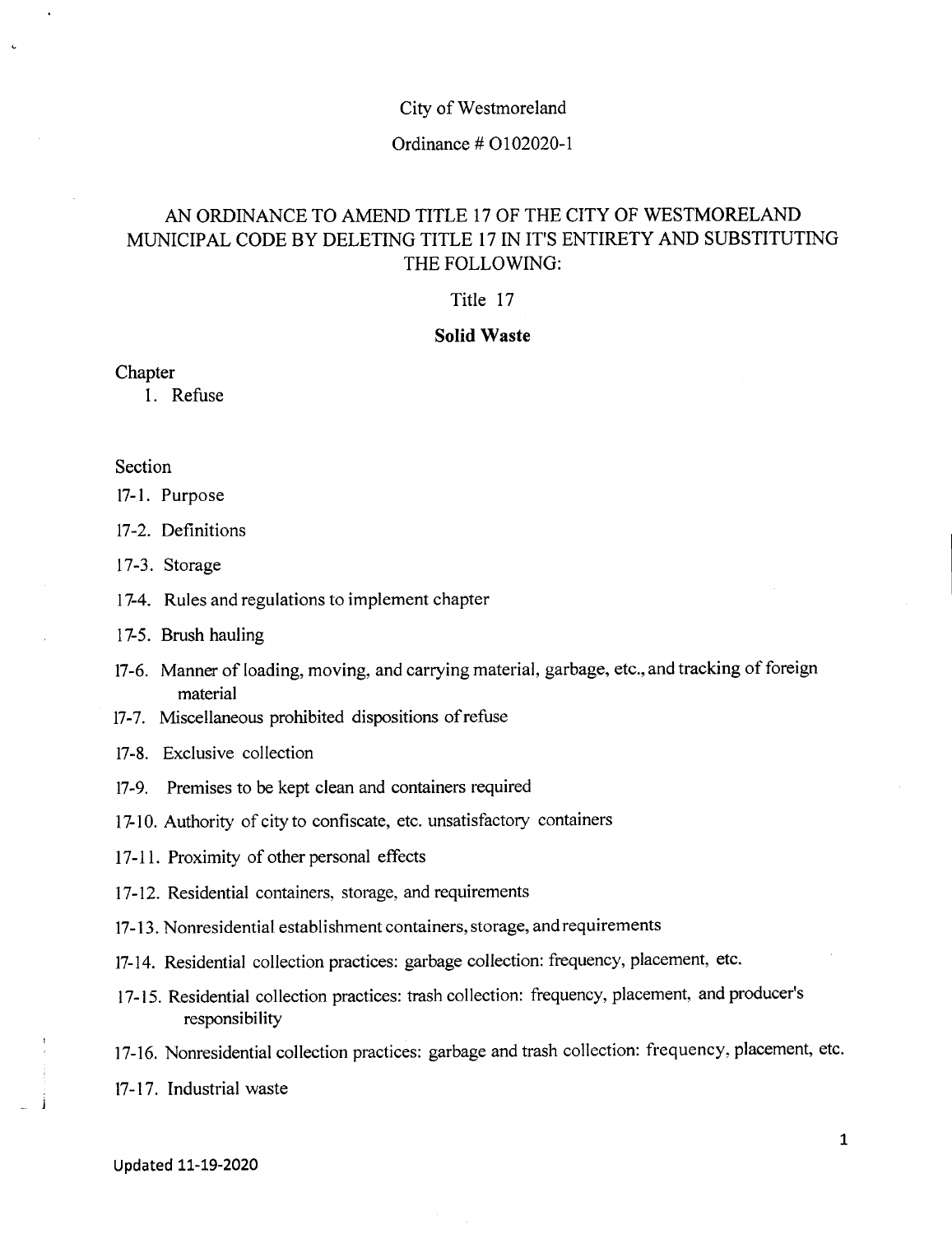City of Westmoreland

Ordinance # O102020-1

# AN ORDINANCE TO AMEND TITLE 17 OF THE CITY OF WESTMORELAND MUNICIPAL CODE BY DELETING TITLE 17 IN IT'S ENTIRETY AND SUBSTITUTING THE FOLLOWING:

## Title 17

## Solid Waste

Chapter

1. Refuse

Section

17-1. Purpose

17-2. Definitions

17-3. Storage

17-4. Rules and regulations to implement chapter

17-5. Brush hauling

17-6. Manner of loading, moving, and carrying material, garbage, etc., and tracking of foreign material

17-7. Miscellaneous prohibited dispositions of refuse

17-8. Exclusive collection

17-9. Premises to be kept clean and containers required

17-10. Authority of city to confiscate, etc. unsatisfactory containers

17-11. Proximity of other personal effects

17-12. Residential containers, storage, and requirements

17-13. Nonresidential establishment containers, storage, and requirements

17-14. Residential collection practices: garbage collection: frequency, placement, etc.

17-15. Residential collection practices: trash collection: frequency, placement, and producer's responsibility

17-16. Nonresidential collection practices: garbage and trash collection: frequency, placement, etc.

17-17. Industrial waste

Updated 11-19-2020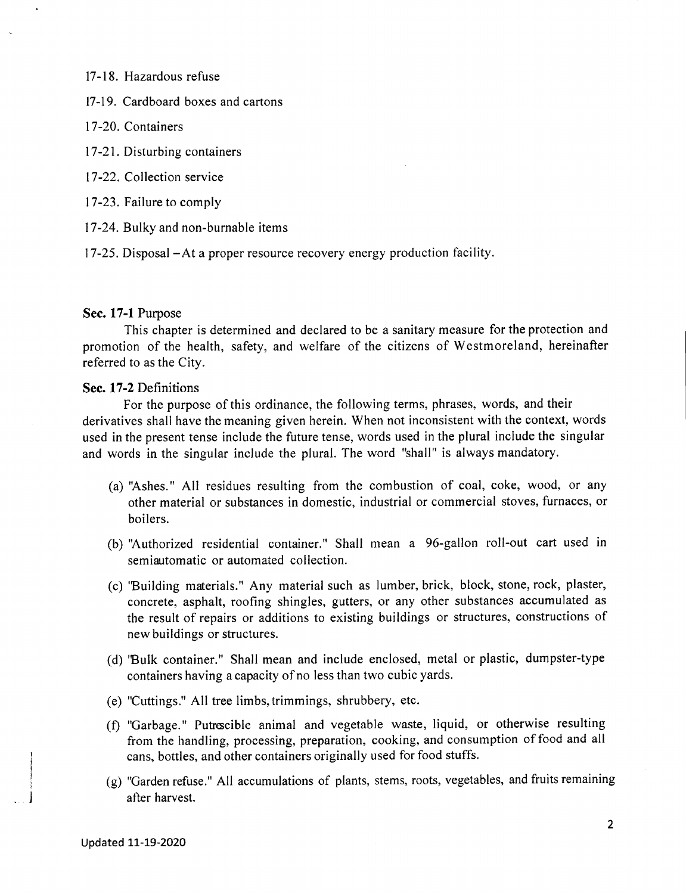17-18. Hazardous refuse

17-19. Cardboard boxes and cartons

17-20. Containers

17-21. Disturbing containers

17-22. Collection service

17-23. Failure to comply

17-24. Bulky and non-burnable items

17-25. Disposal – At a proper resource recovery energy production facility.

**Sec. 17-1** Purpose

This chapter is determined and declared to be a sanitary measure for the protection and promotion of the health, safety, and welfare of the citizens of Westmoreland, hereinafter referred to as the City.

**Sec. 17-2** Definitions

For the purpose of this ordinance, the following terms, phrases, words, and their derivatives shall have the meaning given herein. When not inconsistent with the context, words used in the present tense include the future tense, words used in the plural include the singular and words in the singular include the plural. The word "shall" is always mandatory.

(a) "Ashes." All residues resulting from the combustion of coal, coke, wood, or any other material or substances in domestic, industrial or commercial stoves, furnaces, or boilers.

(b) "Authorized residential container." Shall mean a 96-gallon roll-out cart used in semiautomatic or automated collection.

(c) "Building materials." Any material such as lumber, brick, block, stone, rock, plaster, concrete, asphalt, roofing shingles, gutters, or any other substances accumulated as the result of repairs or additions to existing buildings or structures, constructions of new buildings or structures.

(d) "Bulk container." Shall mean and include enclosed, metal or plastic, dumpster-type containers having a capacity of no less than two cubic yards.

(e) "Cuttings." All tree limbs, trimmings, shrubbery, etc.

(f) "Garbage." Putrescible animal and vegetable waste, liquid, or otherwise resulting from the handling, processing, preparation, cooking, and consumption of food and all cans, bottles, and other containers originally used for food stuffs.

(g) "Garden refuse." All accumulations of plants, stems, roots, vegetables, and fruits remaining after harvest.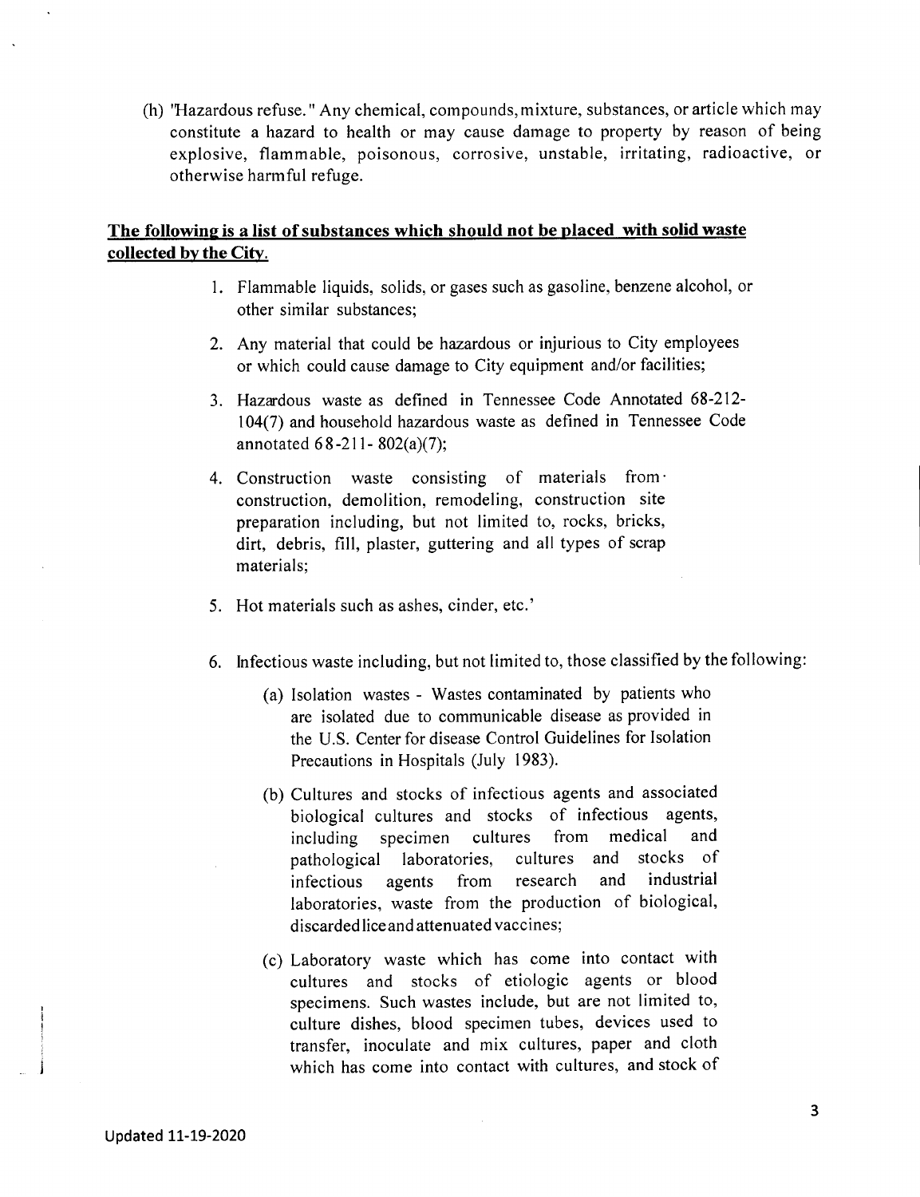(h) "Hazardous refuse." Any chemical, compounds, mixture, substances, or article which may constitute a hazard to health or may cause damage to property by reason of being explosive, flammable, poisonous, corrosive, unstable, irritating, radioactive, or otherwise harmful refuge.

**<u>The following is a list of substances which should not be placed with solid waste collected by the City.</u>**

1. Flammable liquids, solids, or gases such as gasoline, benzene alcohol, or other similar substances;

2. Any material that could be hazardous or injurious to City employees or which could cause damage to City equipment and/or facilities;

3. Hazardous waste as defined in Tennessee Code Annotated 68-212-104(7) and household hazardous waste as defined in Tennessee Code annotated 68-211- 802(a)(7);

4. Construction waste consisting of materials from construction, demolition, remodeling, construction site preparation including, but not limited to, rocks, bricks, dirt, debris, fill, plaster, guttering and all types of scrap materials;

5. Hot materials such as ashes, cinder, etc.'

6. Infectious waste including, but not limited to, those classified by the following:

   (a) Isolation wastes - Wastes contaminated by patients who are isolated due to communicable disease as provided in the U.S. Center for disease Control Guidelines for Isolation Precautions in Hospitals (July 1983).

   (b) Cultures and stocks of infectious agents and associated biological cultures and stocks of infectious agents, including specimen cultures from medical and pathological laboratories, cultures and stocks of infectious agents from research and industrial laboratories, waste from the production of biological, discarded lice and attenuated vaccines;

   (c) Laboratory waste which has come into contact with cultures and stocks of etiologic agents or blood specimens. Such wastes include, but are not limited to, culture dishes, blood specimen tubes, devices used to transfer, inoculate and mix cultures, paper and cloth which has come into contact with cultures, and stock of

Updated 11-19-2020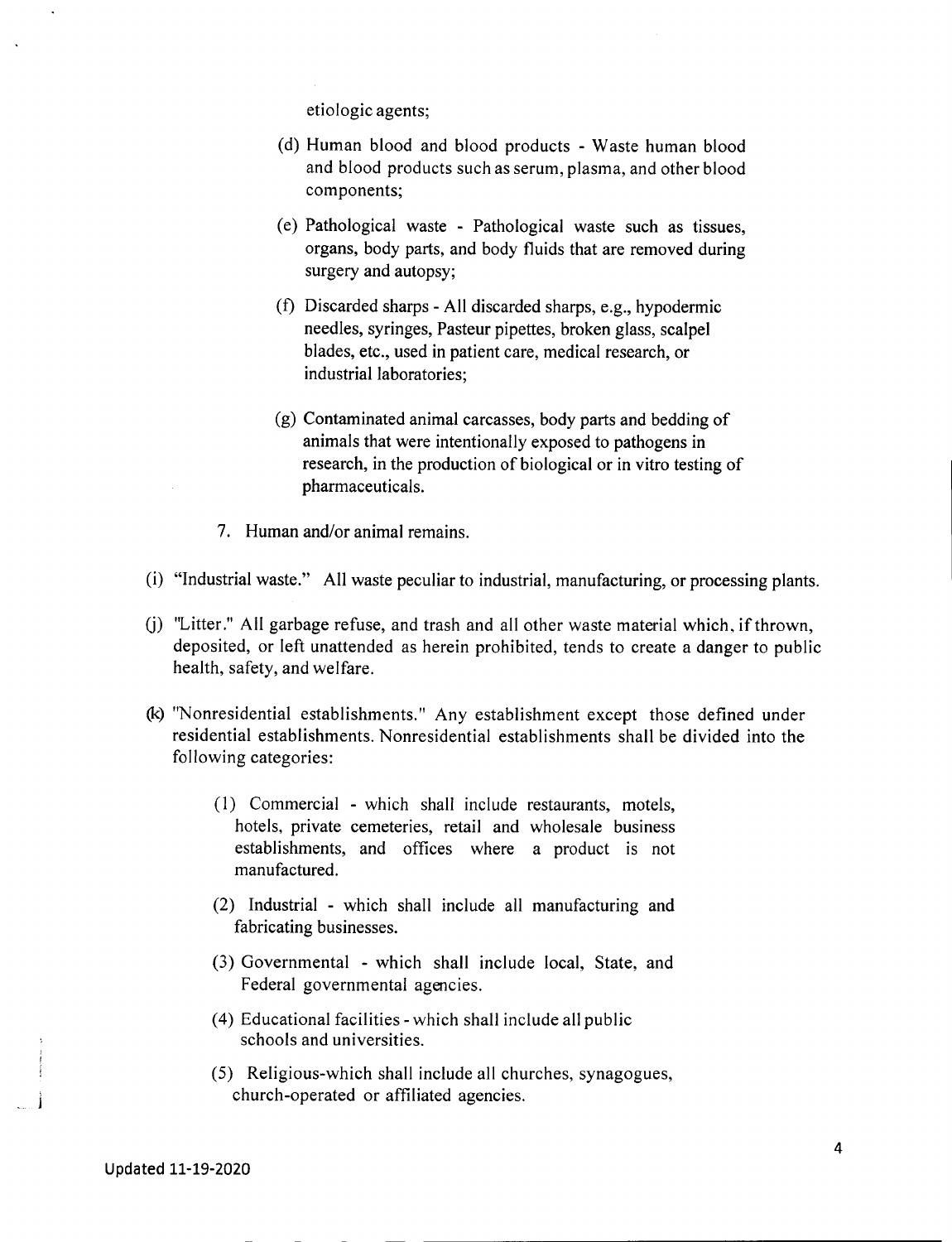etiologic agents;

(d) Human blood and blood products - Waste human blood and blood products such as serum, plasma, and other blood components;

(e) Pathological waste - Pathological waste such as tissues, organs, body parts, and body fluids that are removed during surgery and autopsy;

(f) Discarded sharps - All discarded sharps, e.g., hypodermic needles, syringes, Pasteur pipettes, broken glass, scalpel blades, etc., used in patient care, medical research, or industrial laboratories;

(g) Contaminated animal carcasses, body parts and bedding of animals that were intentionally exposed to pathogens in research, in the production of biological or in vitro testing of pharmaceuticals.

7. Human and/or animal remains.

(i) "Industrial waste." All waste peculiar to industrial, manufacturing, or processing plants.

(j) "Litter." All garbage refuse, and trash and all other waste material which, if thrown, deposited, or left unattended as herein prohibited, tends to create a danger to public health, safety, and welfare.

(k) "Nonresidential establishments." Any establishment except those defined under residential establishments. Nonresidential establishments shall be divided into the following categories:

(1) Commercial - which shall include restaurants, motels, hotels, private cemeteries, retail and wholesale business establishments, and offices where a product is not manufactured.

(2) Industrial - which shall include all manufacturing and fabricating businesses.

(3) Governmental - which shall include local, State, and Federal governmental agencies.

(4) Educational facilities - which shall include all public schools and universities.

(5) Religious-which shall include all churches, synagogues, church-operated or affiliated agencies.

Updated 11-19-2020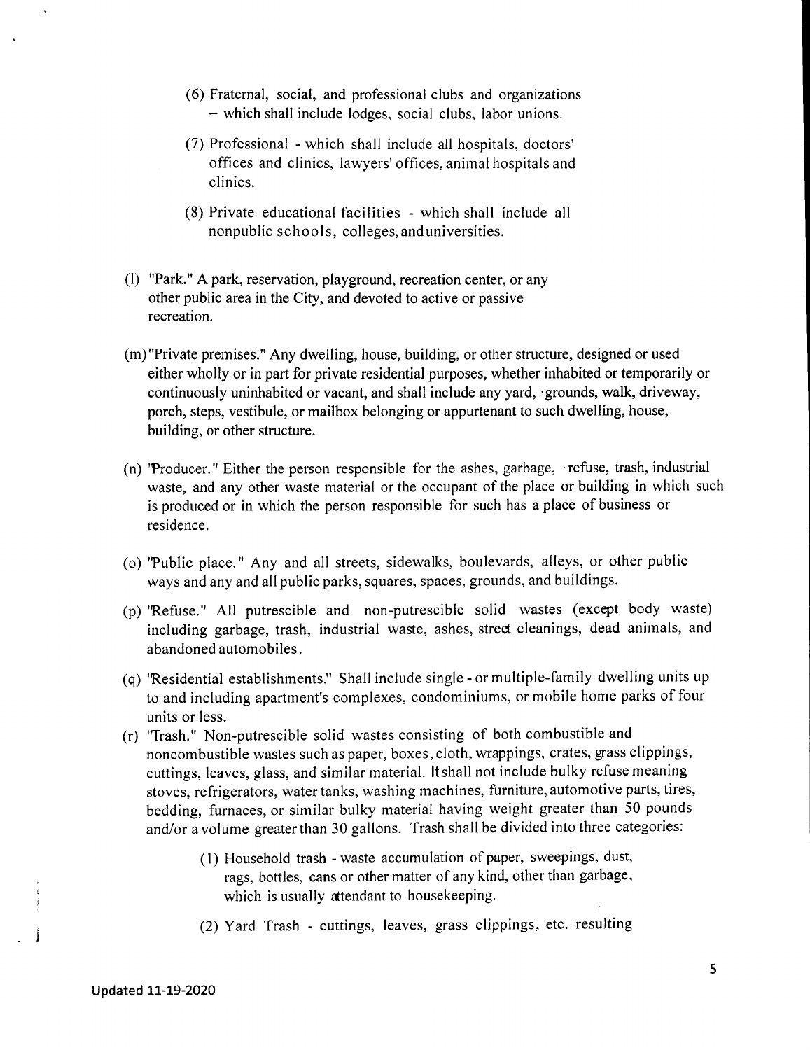(6) Fraternal, social, and professional clubs and organizations – which shall include lodges, social clubs, labor unions.

(7) Professional - which shall include all hospitals, doctors' offices and clinics, lawyers' offices, animal hospitals and clinics.

(8) Private educational facilities - which shall include all nonpublic schools, colleges, and universities.

(l) "Park." A park, reservation, playground, recreation center, or any other public area in the City, and devoted to active or passive recreation.

(m) "Private premises." Any dwelling, house, building, or other structure, designed or used either wholly or in part for private residential purposes, whether inhabited or temporarily or continuously uninhabited or vacant, and shall include any yard, grounds, walk, driveway, porch, steps, vestibule, or mailbox belonging or appurtenant to such dwelling, house, building, or other structure.

(n) "Producer." Either the person responsible for the ashes, garbage, refuse, trash, industrial waste, and any other waste material or the occupant of the place or building in which such is produced or in which the person responsible for such has a place of business or residence.

(o) "Public place." Any and all streets, sidewalks, boulevards, alleys, or other public ways and any and all public parks, squares, spaces, grounds, and buildings.

(p) "Refuse." All putrescible and non-putrescible solid wastes (except body waste) including garbage, trash, industrial waste, ashes, street cleanings, dead animals, and abandoned automobiles.

(q) "Residential establishments." Shall include single - or multiple-family dwelling units up to and including apartment's complexes, condominiums, or mobile home parks of four units or less.

(r) "Trash." Non-putrescible solid wastes consisting of both combustible and noncombustible wastes such as paper, boxes, cloth, wrappings, crates, grass clippings, cuttings, leaves, glass, and similar material. It shall not include bulky refuse meaning stoves, refrigerators, water tanks, washing machines, furniture, automotive parts, tires, bedding, furnaces, or similar bulky material having weight greater than 50 pounds and/or a volume greater than 30 gallons. Trash shall be divided into three categories:

(1) Household trash - waste accumulation of paper, sweepings, dust, rags, bottles, cans or other matter of any kind, other than garbage, which is usually attendant to housekeeping.

(2) Yard Trash - cuttings, leaves, grass clippings, etc. resulting

Updated 11-19-2020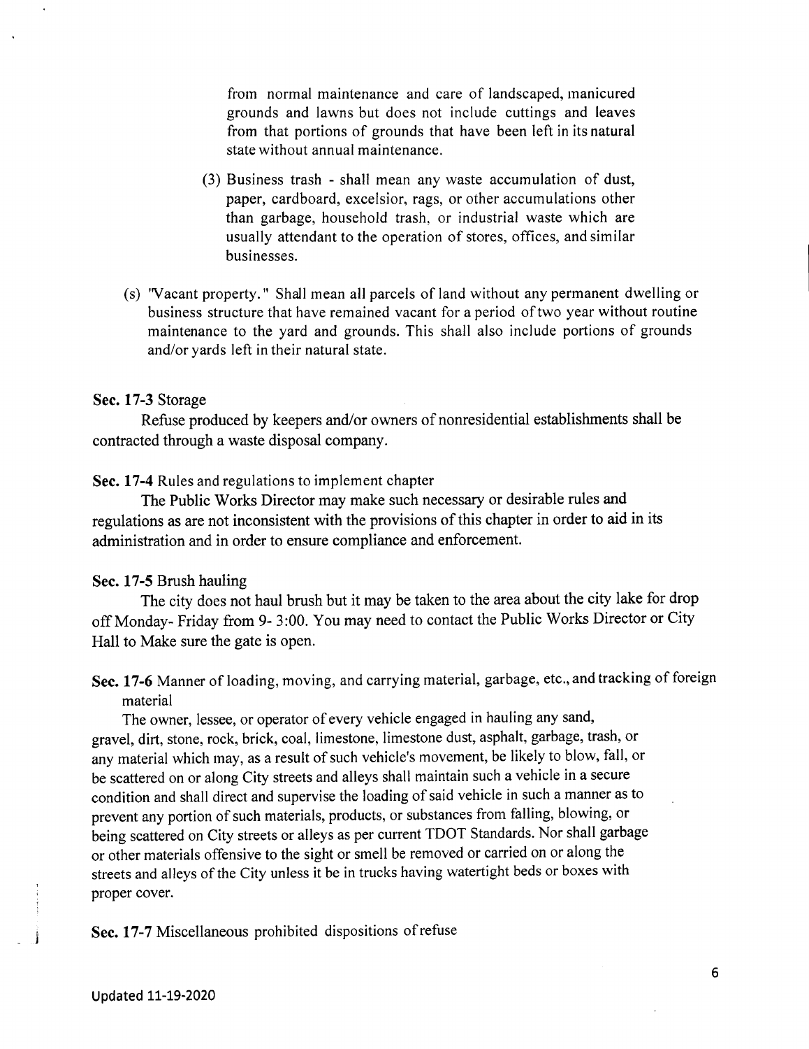from normal maintenance and care of landscaped, manicured grounds and lawns but does not include cuttings and leaves from that portions of grounds that have been left in its natural state without annual maintenance.

(3) Business trash - shall mean any waste accumulation of dust, paper, cardboard, excelsior, rags, or other accumulations other than garbage, household trash, or industrial waste which are usually attendant to the operation of stores, offices, and similar businesses.

(s) "Vacant property." Shall mean all parcels of land without any permanent dwelling or business structure that have remained vacant for a period of two year without routine maintenance to the yard and grounds. This shall also include portions of grounds and/or yards left in their natural state.

**Sec. 17-3** Storage

Refuse produced by keepers and/or owners of nonresidential establishments shall be contracted through a waste disposal company.

**Sec. 17-4** Rules and regulations to implement chapter

The Public Works Director may make such necessary or desirable rules and regulations as are not inconsistent with the provisions of this chapter in order to aid in its administration and in order to ensure compliance and enforcement.

**Sec. 17-5** Brush hauling

The city does not haul brush but it may be taken to the area about the city lake for drop off Monday- Friday from 9- 3:00. You may need to contact the Public Works Director or City Hall to Make sure the gate is open.

**Sec. 17-6** Manner of loading, moving, and carrying material, garbage, etc., and tracking of foreign material

The owner, lessee, or operator of every vehicle engaged in hauling any sand, gravel, dirt, stone, rock, brick, coal, limestone, limestone dust, asphalt, garbage, trash, or any material which may, as a result of such vehicle's movement, be likely to blow, fall, or be scattered on or along City streets and alleys shall maintain such a vehicle in a secure condition and shall direct and supervise the loading of said vehicle in such a manner as to prevent any portion of such materials, products, or substances from falling, blowing, or being scattered on City streets or alleys as per current TDOT Standards. Nor shall garbage or other materials offensive to the sight or smell be removed or carried on or along the streets and alleys of the City unless it be in trucks having watertight beds or boxes with proper cover.

**Sec. 17-7** Miscellaneous prohibited dispositions of refuse

Updated 11-19-2020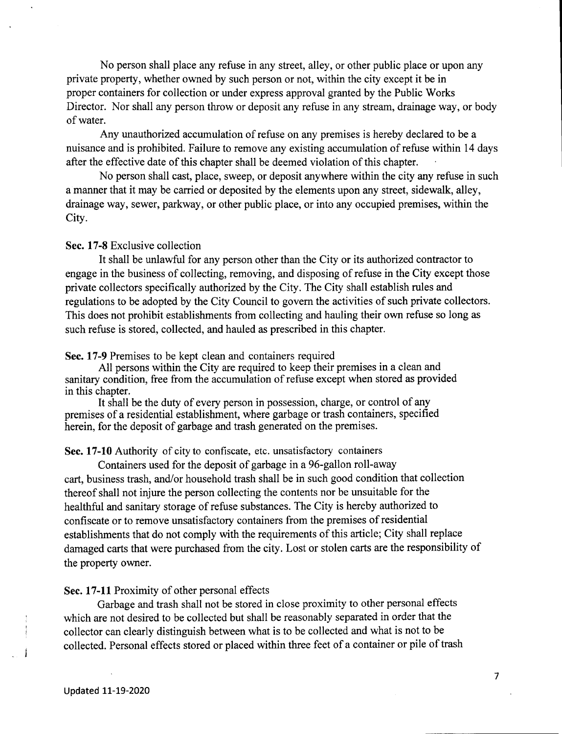No person shall place any refuse in any street, alley, or other public place or upon any private property, whether owned by such person or not, within the city except it be in proper containers for collection or under express approval granted by the Public Works Director. Nor shall any person throw or deposit any refuse in any stream, drainage way, or body of water.

Any unauthorized accumulation of refuse on any premises is hereby declared to be a nuisance and is prohibited. Failure to remove any existing accumulation of refuse within 14 days after the effective date of this chapter shall be deemed violation of this chapter.

No person shall cast, place, sweep, or deposit anywhere within the city any refuse in such a manner that it may be carried or deposited by the elements upon any street, sidewalk, alley, drainage way, sewer, parkway, or other public place, or into any occupied premises, within the City.

**Sec. 17-8** Exclusive collection

It shall be unlawful for any person other than the City or its authorized contractor to engage in the business of collecting, removing, and disposing of refuse in the City except those private collectors specifically authorized by the City. The City shall establish rules and regulations to be adopted by the City Council to govern the activities of such private collectors. This does not prohibit establishments from collecting and hauling their own refuse so long as such refuse is stored, collected, and hauled as prescribed in this chapter.

**Sec. 17-9** Premises to be kept clean and containers required

All persons within the City are required to keep their premises in a clean and sanitary condition, free from the accumulation of refuse except when stored as provided in this chapter.

It shall be the duty of every person in possession, charge, or control of any premises of a residential establishment, where garbage or trash containers, specified herein, for the deposit of garbage and trash generated on the premises.

**Sec. 17-10** Authority of city to confiscate, etc. unsatisfactory containers

Containers used for the deposit of garbage in a 96-gallon roll-away cart, business trash, and/or household trash shall be in such good condition that collection thereof shall not injure the person collecting the contents nor be unsuitable for the healthful and sanitary storage of refuse substances. The City is hereby authorized to confiscate or to remove unsatisfactory containers from the premises of residential establishments that do not comply with the requirements of this article; City shall replace damaged carts that were purchased from the city. Lost or stolen carts are the responsibility of the property owner.

**Sec. 17-11** Proximity of other personal effects

Garbage and trash shall not be stored in close proximity to other personal effects which are not desired to be collected but shall be reasonably separated in order that the collector can clearly distinguish between what is to be collected and what is not to be collected. Personal effects stored or placed within three feet of a container or pile of trash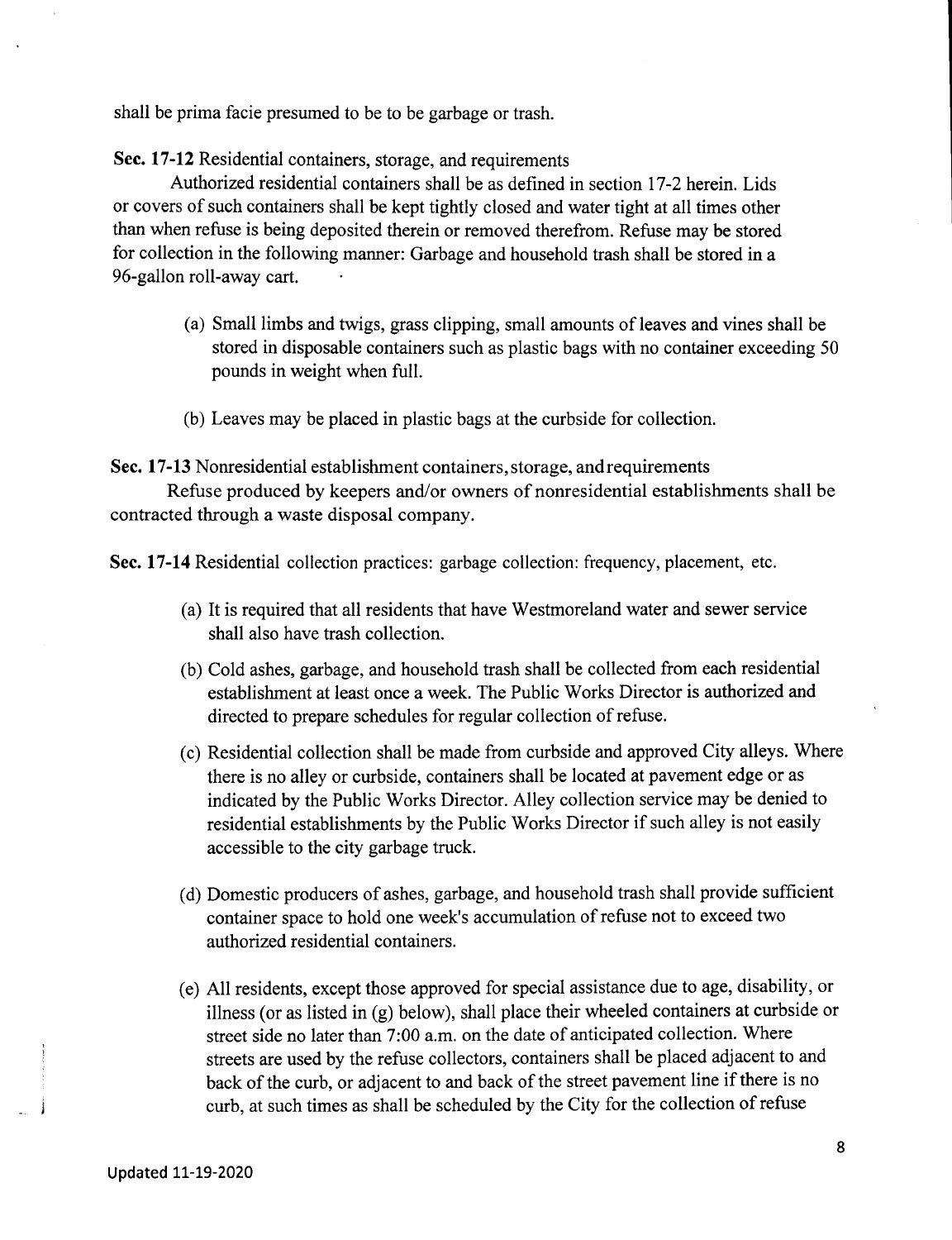shall be prima facie presumed to be to be garbage or trash.

**Sec. 17-12** Residential containers, storage, and requirements

Authorized residential containers shall be as defined in section 17-2 herein. Lids or covers of such containers shall be kept tightly closed and water tight at all times other than when refuse is being deposited therein or removed therefrom. Refuse may be stored for collection in the following manner: Garbage and household trash shall be stored in a 96-gallon roll-away cart.

(a) Small limbs and twigs, grass clipping, small amounts of leaves and vines shall be stored in disposable containers such as plastic bags with no container exceeding 50 pounds in weight when full.

(b) Leaves may be placed in plastic bags at the curbside for collection.

**Sec. 17-13** Nonresidential establishment containers, storage, and requirements

Refuse produced by keepers and/or owners of nonresidential establishments shall be contracted through a waste disposal company.

**Sec. 17-14** Residential collection practices: garbage collection: frequency, placement, etc.

(a) It is required that all residents that have Westmoreland water and sewer service shall also have trash collection.

(b) Cold ashes, garbage, and household trash shall be collected from each residential establishment at least once a week. The Public Works Director is authorized and directed to prepare schedules for regular collection of refuse.

(c) Residential collection shall be made from curbside and approved City alleys. Where there is no alley or curbside, containers shall be located at pavement edge or as indicated by the Public Works Director. Alley collection service may be denied to residential establishments by the Public Works Director if such alley is not easily accessible to the city garbage truck.

(d) Domestic producers of ashes, garbage, and household trash shall provide sufficient container space to hold one week's accumulation of refuse not to exceed two authorized residential containers.

(e) All residents, except those approved for special assistance due to age, disability, or illness (or as listed in (g) below), shall place their wheeled containers at curbside or street side no later than 7:00 a.m. on the date of anticipated collection. Where streets are used by the refuse collectors, containers shall be placed adjacent to and back of the curb, or adjacent to and back of the street pavement line if there is no curb, at such times as shall be scheduled by the City for the collection of refuse

Updated 11-19-2020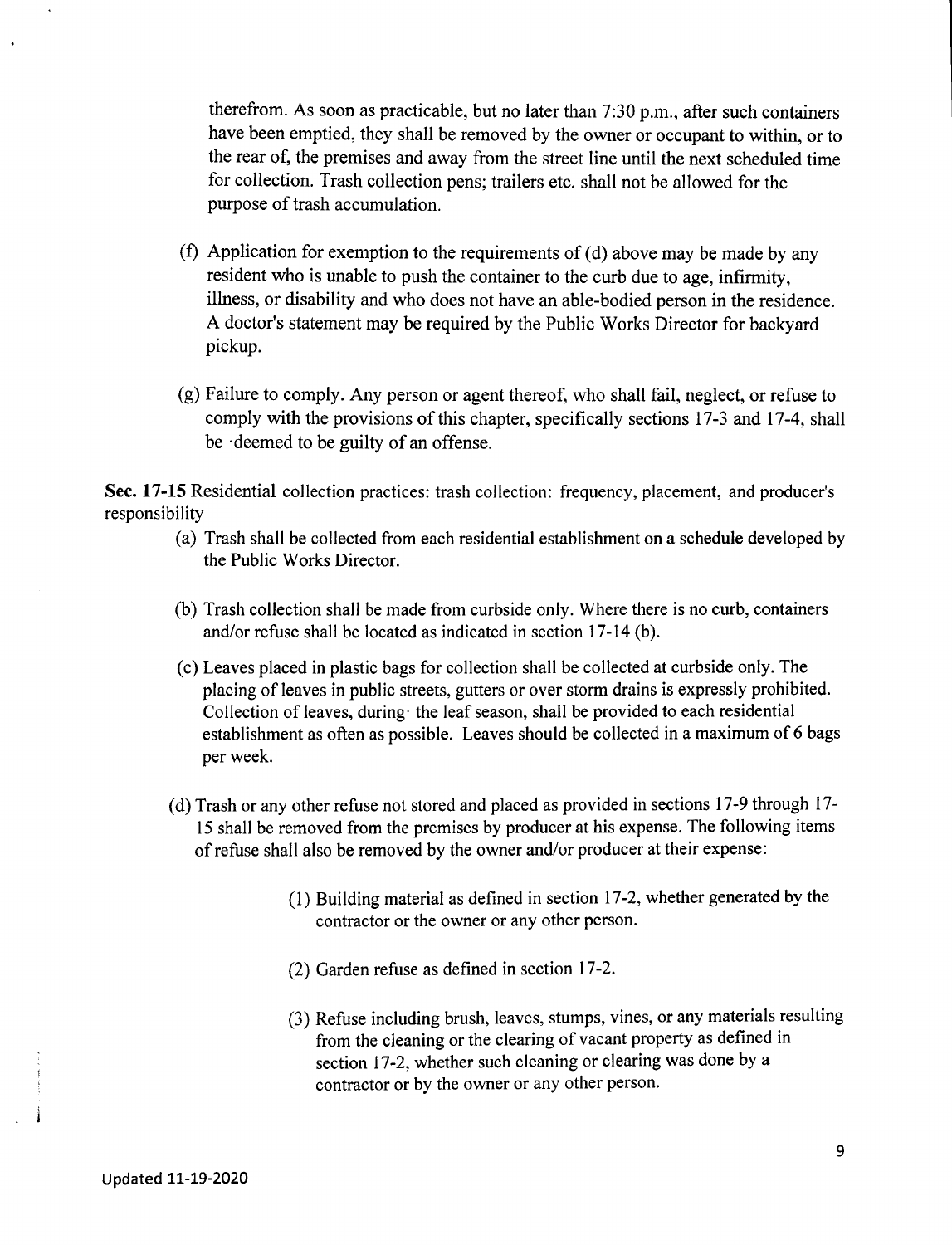therefrom. As soon as practicable, but no later than 7:30 p.m., after such containers have been emptied, they shall be removed by the owner or occupant to within, or to the rear of, the premises and away from the street line until the next scheduled time for collection. Trash collection pens; trailers etc. shall not be allowed for the purpose of trash accumulation.

(f) Application for exemption to the requirements of (d) above may be made by any resident who is unable to push the container to the curb due to age, infirmity, illness, or disability and who does not have an able-bodied person in the residence. A doctor's statement may be required by the Public Works Director for backyard pickup.

(g) Failure to comply. Any person or agent thereof, who shall fail, neglect, or refuse to comply with the provisions of this chapter, specifically sections 17-3 and 17-4, shall be deemed to be guilty of an offense.

**Sec. 17-15** Residential collection practices: trash collection: frequency, placement, and producer's responsibility

(a) Trash shall be collected from each residential establishment on a schedule developed by the Public Works Director.

(b) Trash collection shall be made from curbside only. Where there is no curb, containers and/or refuse shall be located as indicated in section 17-14 (b).

(c) Leaves placed in plastic bags for collection shall be collected at curbside only. The placing of leaves in public streets, gutters or over storm drains is expressly prohibited. Collection of leaves, during the leaf season, shall be provided to each residential establishment as often as possible. Leaves should be collected in a maximum of 6 bags per week.

(d) Trash or any other refuse not stored and placed as provided in sections 17-9 through 17-15 shall be removed from the premises by producer at his expense. The following items of refuse shall also be removed by the owner and/or producer at their expense:

(1) Building material as defined in section 17-2, whether generated by the contractor or the owner or any other person.

(2) Garden refuse as defined in section 17-2.

(3) Refuse including brush, leaves, stumps, vines, or any materials resulting from the cleaning or the clearing of vacant property as defined in section 17-2, whether such cleaning or clearing was done by a contractor or by the owner or any other person.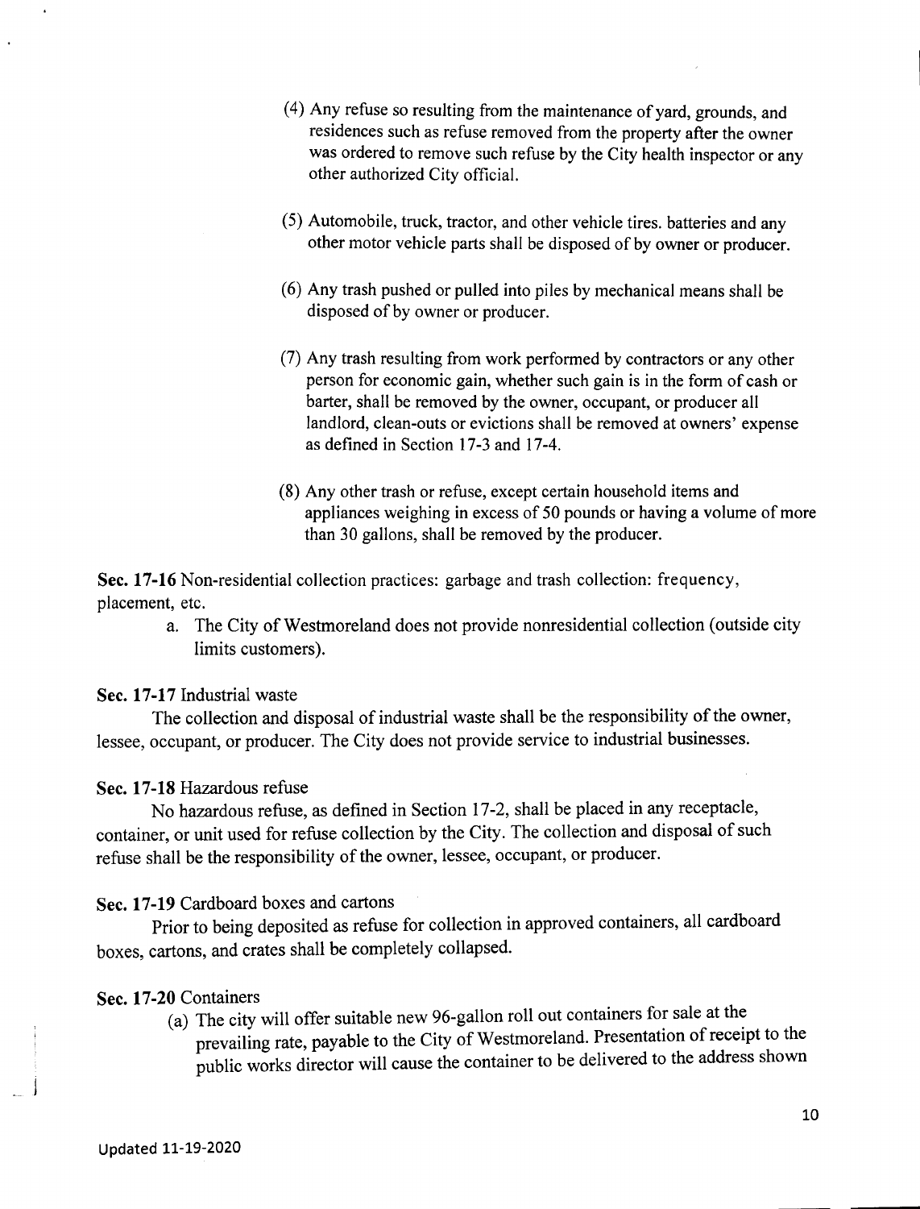(4) Any refuse so resulting from the maintenance of yard, grounds, and residences such as refuse removed from the property after the owner was ordered to remove such refuse by the City health inspector or any other authorized City official.

(5) Automobile, truck, tractor, and other vehicle tires. batteries and any other motor vehicle parts shall be disposed of by owner or producer.

(6) Any trash pushed or pulled into piles by mechanical means shall be disposed of by owner or producer.

(7) Any trash resulting from work performed by contractors or any other person for economic gain, whether such gain is in the form of cash or barter, shall be removed by the owner, occupant, or producer all landlord, clean-outs or evictions shall be removed at owners' expense as defined in Section 17-3 and 17-4.

(8) Any other trash or refuse, except certain household items and appliances weighing in excess of 50 pounds or having a volume of more than 30 gallons, shall be removed by the producer.

**Sec. 17-16** Non-residential collection practices: garbage and trash collection: frequency, placement, etc.

a. The City of Westmoreland does not provide nonresidential collection (outside city limits customers).

**Sec. 17-17** Industrial waste

The collection and disposal of industrial waste shall be the responsibility of the owner, lessee, occupant, or producer. The City does not provide service to industrial businesses.

**Sec. 17-18** Hazardous refuse

No hazardous refuse, as defined in Section 17-2, shall be placed in any receptacle, container, or unit used for refuse collection by the City. The collection and disposal of such refuse shall be the responsibility of the owner, lessee, occupant, or producer.

**Sec. 17-19** Cardboard boxes and cartons

Prior to being deposited as refuse for collection in approved containers, all cardboard boxes, cartons, and crates shall be completely collapsed.

**Sec. 17-20** Containers

(a) The city will offer suitable new 96-gallon roll out containers for sale at the prevailing rate, payable to the City of Westmoreland. Presentation of receipt to the public works director will cause the container to be delivered to the address shown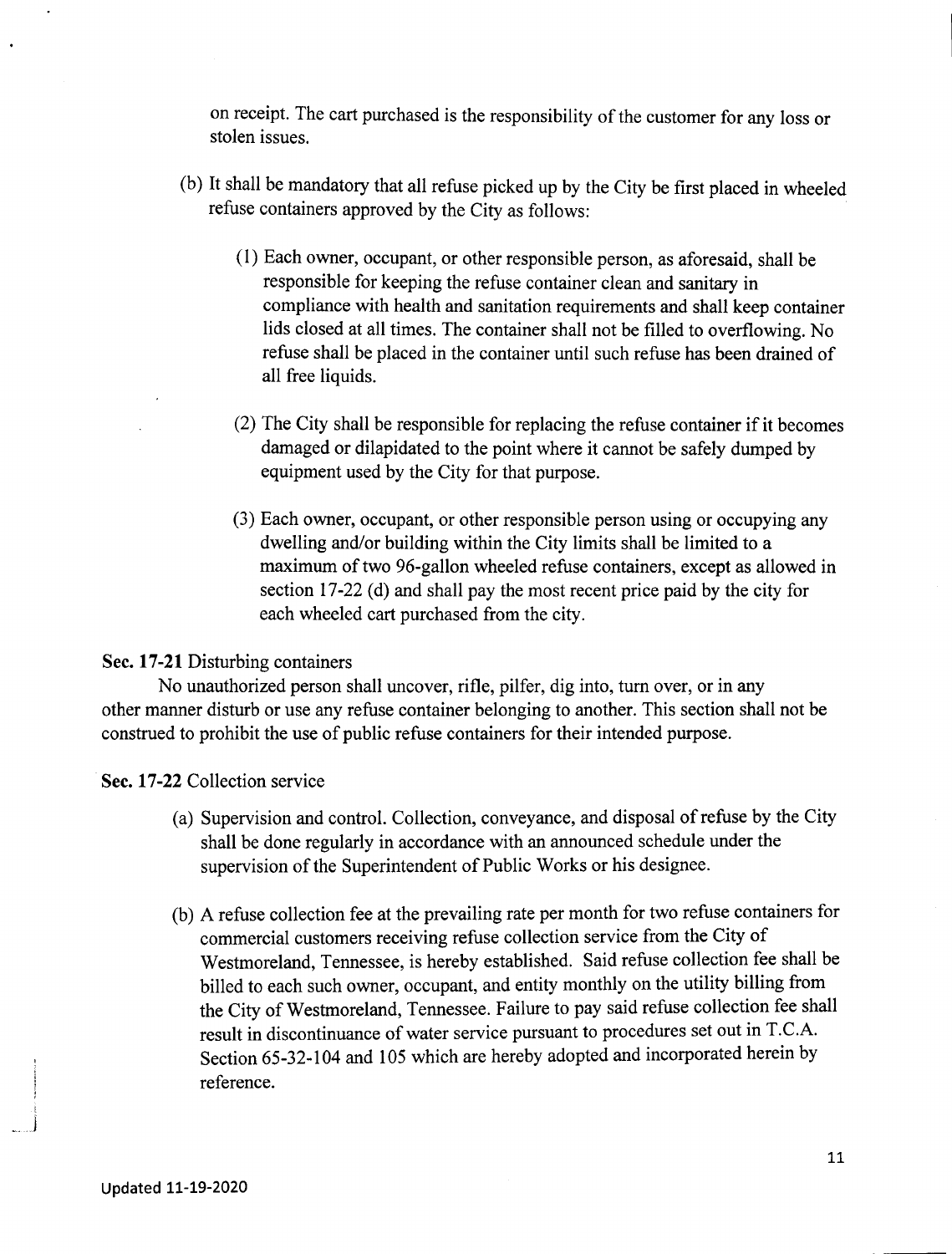on receipt. The cart purchased is the responsibility of the customer for any loss or stolen issues.

(b) It shall be mandatory that all refuse picked up by the City be first placed in wheeled refuse containers approved by the City as follows:

(1) Each owner, occupant, or other responsible person, as aforesaid, shall be responsible for keeping the refuse container clean and sanitary in compliance with health and sanitation requirements and shall keep container lids closed at all times. The container shall not be filled to overflowing. No refuse shall be placed in the container until such refuse has been drained of all free liquids.

(2) The City shall be responsible for replacing the refuse container if it becomes damaged or dilapidated to the point where it cannot be safely dumped by equipment used by the City for that purpose.

(3) Each owner, occupant, or other responsible person using or occupying any dwelling and/or building within the City limits shall be limited to a maximum of two 96-gallon wheeled refuse containers, except as allowed in section 17-22 (d) and shall pay the most recent price paid by the city for each wheeled cart purchased from the city.

**Sec. 17-21** Disturbing containers

No unauthorized person shall uncover, rifle, pilfer, dig into, turn over, or in any other manner disturb or use any refuse container belonging to another. This section shall not be construed to prohibit the use of public refuse containers for their intended purpose.

**Sec. 17-22** Collection service

(a) Supervision and control. Collection, conveyance, and disposal of refuse by the City shall be done regularly in accordance with an announced schedule under the supervision of the Superintendent of Public Works or his designee.

(b) A refuse collection fee at the prevailing rate per month for two refuse containers for commercial customers receiving refuse collection service from the City of Westmoreland, Tennessee, is hereby established. Said refuse collection fee shall be billed to each such owner, occupant, and entity monthly on the utility billing from the City of Westmoreland, Tennessee. Failure to pay said refuse collection fee shall result in discontinuance of water service pursuant to procedures set out in T.C.A. Section 65-32-104 and 105 which are hereby adopted and incorporated herein by reference.

Updated 11-19-2020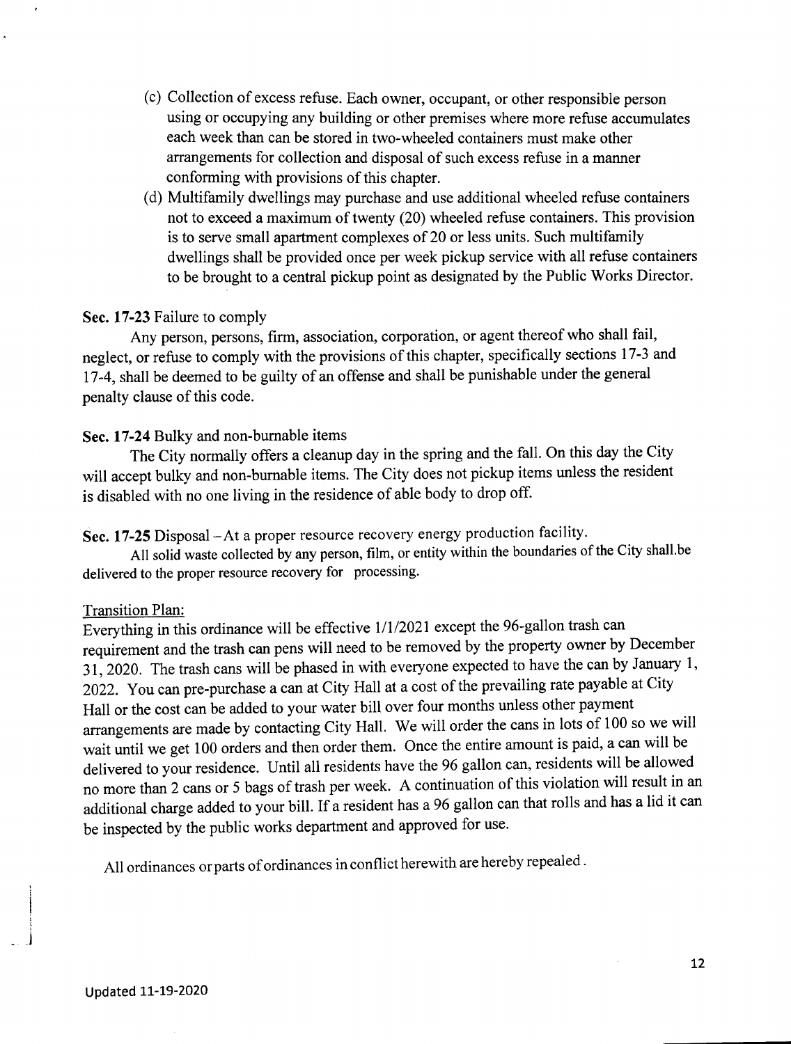(c) Collection of excess refuse. Each owner, occupant, or other responsible person using or occupying any building or other premises where more refuse accumulates each week than can be stored in two-wheeled containers must make other arrangements for collection and disposal of such excess refuse in a manner conforming with provisions of this chapter.

(d) Multifamily dwellings may purchase and use additional wheeled refuse containers not to exceed a maximum of twenty (20) wheeled refuse containers. This provision is to serve small apartment complexes of 20 or less units. Such multifamily dwellings shall be provided once per week pickup service with all refuse containers to be brought to a central pickup point as designated by the Public Works Director.

**Sec. 17-23** Failure to comply

Any person, persons, firm, association, corporation, or agent thereof who shall fail, neglect, or refuse to comply with the provisions of this chapter, specifically sections 17-3 and 17-4, shall be deemed to be guilty of an offense and shall be punishable under the general penalty clause of this code.

**Sec. 17-24** Bulky and non-burnable items

The City normally offers a cleanup day in the spring and the fall. On this day the City will accept bulky and non-burnable items. The City does not pickup items unless the resident is disabled with no one living in the residence of able body to drop off.

**Sec. 17-25** Disposal – At a proper resource recovery energy production facility.

All solid waste collected by any person, film, or entity within the boundaries of the City shall.be delivered to the proper resource recovery for processing.

Transition Plan:

Everything in this ordinance will be effective 1/1/2021 except the 96-gallon trash can requirement and the trash can pens will need to be removed by the property owner by December 31, 2020. The trash cans will be phased in with everyone expected to have the can by January 1, 2022. You can pre-purchase a can at City Hall at a cost of the prevailing rate payable at City Hall or the cost can be added to your water bill over four months unless other payment arrangements are made by contacting City Hall. We will order the cans in lots of 100 so we will wait until we get 100 orders and then order them. Once the entire amount is paid, a can will be delivered to your residence. Until all residents have the 96 gallon can, residents will be allowed no more than 2 cans or 5 bags of trash per week. A continuation of this violation will result in an additional charge added to your bill. If a resident has a 96 gallon can that rolls and has a lid it can be inspected by the public works department and approved for use.

All ordinances or parts of ordinances in conflict herewith are hereby repealed.

Updated 11-19-2020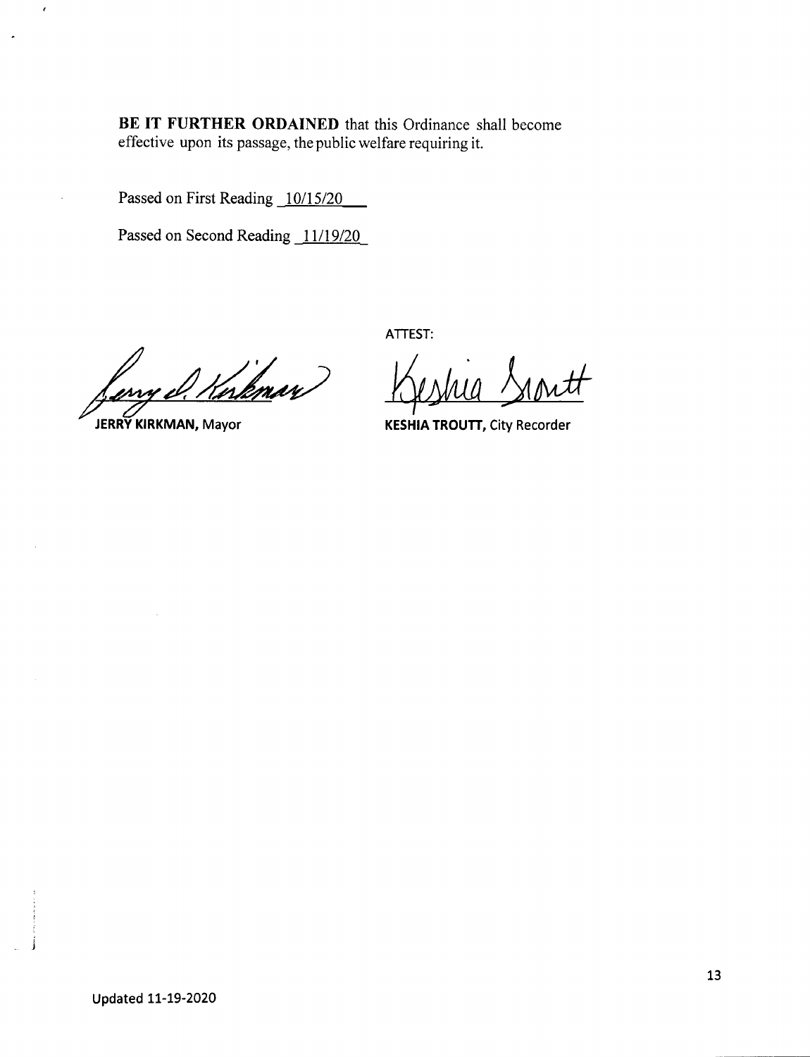**BE IT FURTHER ORDAINED** that this Ordinance shall become effective upon its passage, the public welfare requiring it.

Passed on First Reading 10/15/20

Passed on Second Reading 11/19/20

ATTEST:

**JERRY KIRKMAN,** Mayor

**KESHIA TROUTT,** City Recorder

Updated 11-19-2020